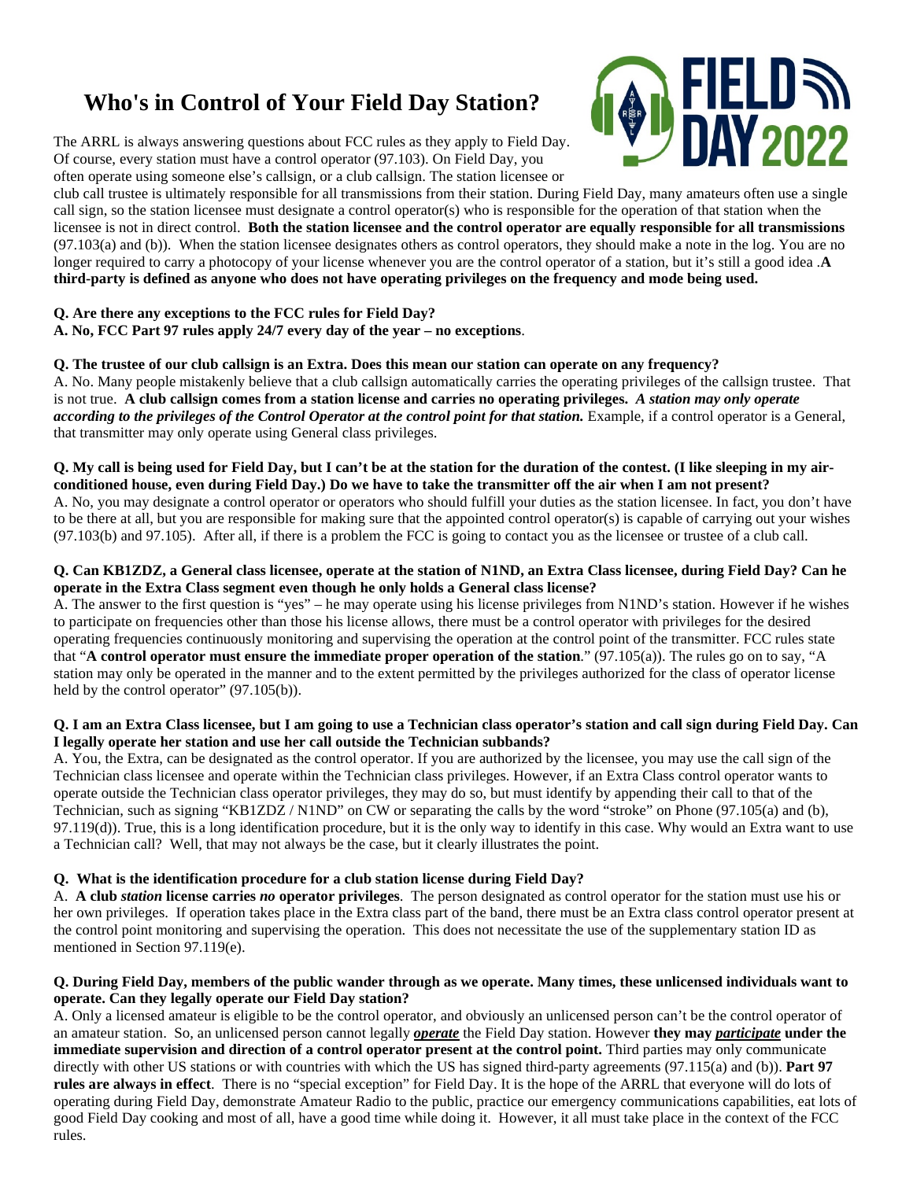# Who's in Control of Your Field Day Station?

The ARRL is always answering questions about FCC rules as they apply to Field Day. Of course, every station must have a control operator (97.103). On Field Day, you often operate using someone else's callsign, or a club callsign. The station licensee or club call trustee is ultimately responsible for all transmissions from their station. During Field Day, many amateurs often use a single call sign, so the station licensee must designate a control operator(s) who is responsible for the operation of that station when the licensee is not in direct control. **Both the station licensee and the control operator are equally responsible for all transmissions** (97.103(a) and (b)). When the station licensee designates others as control operators, they should make a note in the log. You are no longer required to carry a photocopy of your license whenever you are the control operator of a station, but it's still a good idea .**A third-party is defined as anyone who does not have operating privileges on the frequency and mode being used.**

**Q. Are there any exceptions to the FCC rules for Field Day?**
**A. No, FCC Part 97 rules apply 24/7 every day of the year – no exceptions**.

**Q. The trustee of our club callsign is an Extra. Does this mean our station can operate on any frequency?**
A. No. Many people mistakenly believe that a club callsign automatically carries the operating privileges of the callsign trustee. That is not true. **A club callsign comes from a station license and carries no operating privileges.** ***A station may only operate according to the privileges of the Control Operator at the control point for that station.*** Example, if a control operator is a General, that transmitter may only operate using General class privileges.

**Q. My call is being used for Field Day, but I can't be at the station for the duration of the contest. (I like sleeping in my air-conditioned house, even during Field Day.) Do we have to take the transmitter off the air when I am not present?**
A. No, you may designate a control operator or operators who should fulfill your duties as the station licensee. In fact, you don't have to be there at all, but you are responsible for making sure that the appointed control operator(s) is capable of carrying out your wishes (97.103(b) and 97.105). After all, if there is a problem the FCC is going to contact you as the licensee or trustee of a club call.

**Q. Can KB1ZDZ, a General class licensee, operate at the station of N1ND, an Extra Class licensee, during Field Day? Can he operate in the Extra Class segment even though he only holds a General class license?**
A. The answer to the first question is "yes" – he may operate using his license privileges from N1ND's station. However if he wishes to participate on frequencies other than those his license allows, there must be a control operator with privileges for the desired operating frequencies continuously monitoring and supervising the operation at the control point of the transmitter. FCC rules state that "**A control operator must ensure the immediate proper operation of the station**." (97.105(a)). The rules go on to say, "A station may only be operated in the manner and to the extent permitted by the privileges authorized for the class of operator license held by the control operator" (97.105(b)).

**Q. I am an Extra Class licensee, but I am going to use a Technician class operator's station and call sign during Field Day. Can I legally operate her station and use her call outside the Technician subbands?**
A. You, the Extra, can be designated as the control operator. If you are authorized by the licensee, you may use the call sign of the Technician class licensee and operate within the Technician class privileges. However, if an Extra Class control operator wants to operate outside the Technician class operator privileges, they may do so, but must identify by appending their call to that of the Technician, such as signing "KB1ZDZ / N1ND" on CW or separating the calls by the word "stroke" on Phone (97.105(a) and (b), 97.119(d)). True, this is a long identification procedure, but it is the only way to identify in this case. Why would an Extra want to use a Technician call? Well, that may not always be the case, but it clearly illustrates the point.

**Q. What is the identification procedure for a club station license during Field Day?**
A. **A club *station* license carries *no* operator privileges**. The person designated as control operator for the station must use his or her own privileges. If operation takes place in the Extra class part of the band, there must be an Extra class control operator present at the control point monitoring and supervising the operation. This does not necessitate the use of the supplementary station ID as mentioned in Section 97.119(e).

**Q. During Field Day, members of the public wander through as we operate. Many times, these unlicensed individuals want to operate. Can they legally operate our Field Day station?**
A. Only a licensed amateur is eligible to be the control operator, and obviously an unlicensed person can't be the control operator of an amateur station. So, an unlicensed person cannot legally ***operate*** the Field Day station. However **they may *participate* under the immediate supervision and direction of a control operator present at the control point.** Third parties may only communicate directly with other US stations or with countries with which the US has signed third-party agreements (97.115(a) and (b)). **Part 97 rules are always in effect**. There is no "special exception" for Field Day. It is the hope of the ARRL that everyone will do lots of operating during Field Day, demonstrate Amateur Radio to the public, practice our emergency communications capabilities, eat lots of good Field Day cooking and most of all, have a good time while doing it. However, it all must take place in the context of the FCC rules.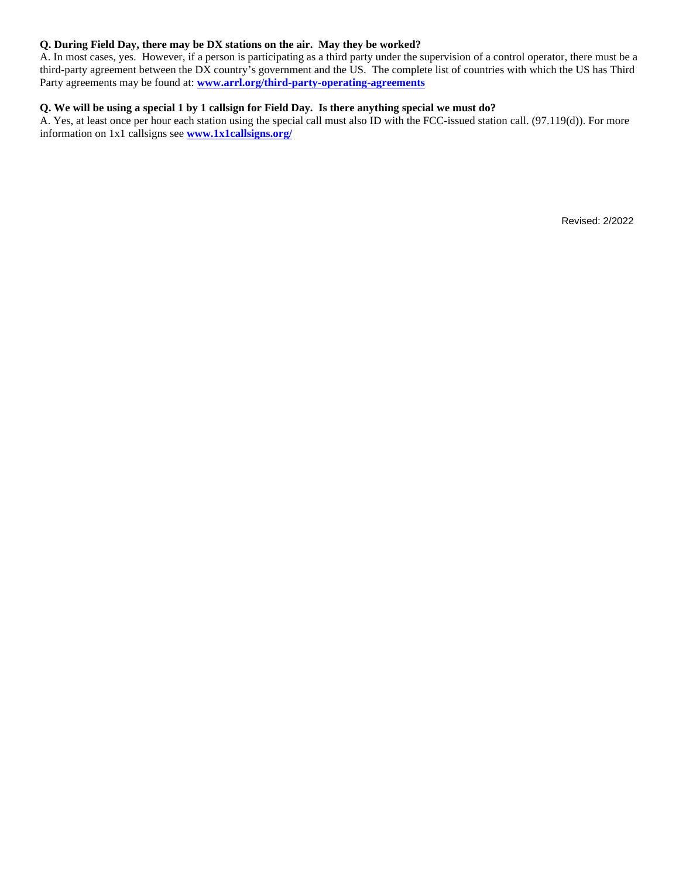**Q. During Field Day, there may be DX stations on the air. May they be worked?**

A. In most cases, yes. However, if a person is participating as a third party under the supervision of a control operator, there must be a third-party agreement between the DX country's government and the US. The complete list of countries with which the US has Third Party agreements may be found at: **www.arrl.org/third-party-operating-agreements**

**Q. We will be using a special 1 by 1 callsign for Field Day. Is there anything special we must do?**

A. Yes, at least once per hour each station using the special call must also ID with the FCC-issued station call. (97.119(d)). For more information on 1x1 callsigns see **www.1x1callsigns.org/**

Revised: 2/2022